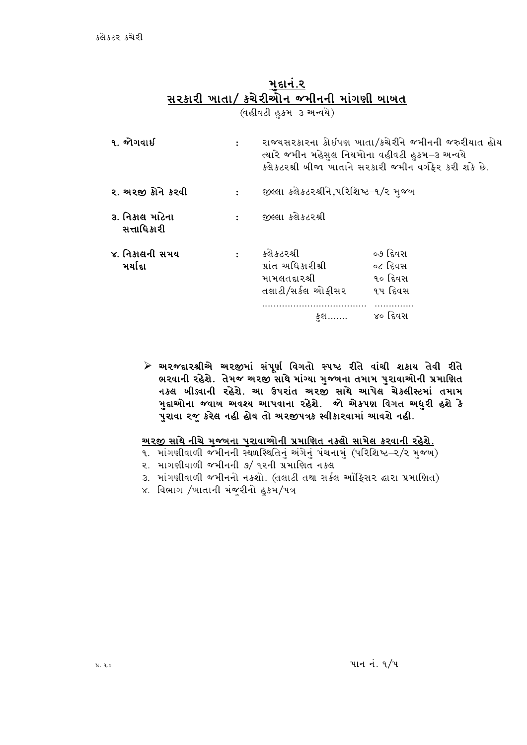## મુદ્દાનં.૨

## સરકારી ખાતા/ કચેરીઓન જમીનની માંગણી બાબત

(વહીવટી હુકમ–૩ અન્વયે)

| | | |
|---|---|---|
| ૧. જોગવાઈ | : | રાજયસરકારના કોઈપણ ખાતા/કચેરીને જમીનની જરુરીયાત હોય ત્યારે જમીન મહેસુલ નિયમોના વહીવટી હુકમ–૩ અન્વયે કલેકટરશ્રી બીજા ખાતાને સરકારી જમીન વર્ગફેર કરી શકે છે. |
| ૨. અરજી કોને કરવી | : | જીલ્લા કલેકટરશ્રીને,પરિશિષ્ટ–૧/૨ મુજબ |
| ૩. નિકાલ માટેના સત્તાધિકારી | : | જીલ્લા કલેકટરશ્રી |
| ૪. નિકાલની સમય મર્યાદા | : | કલેકટરશ્રી ૦૭ દિવસ<br>પ્રાંત અધિકારીશ્રી ૦૮ દિવસ<br>મામલતદારશ્રી ૧૦ દિવસ<br>તલાટી/સર્કલ ઓફીસર ૧૫ દિવસ<br>કુલ....... ૪૦ દિવસ |

- **અરજદારશ્રીએ અરજીમાં સંપૂર્ણ વિગતો સ્પષ્ટ રીતે વાંચી શકાય તેવી રીતે ભરવાની રહેશે. તેમજ અરજી સાથે માંગ્યા મુજબના તમામ પુરાવાઓની પ્રમાણિત નકલ બીડવાની રહેશે. આ ઉપરાંત અરજી સાથે આપેલ ચેકલીસ્ટમાં તમામ મુદ્દાઓના જવાબ અવશ્ય આપવાના રહેશે. જો એકપણ વિગત અધુરી હશે કે પુરાવા રજુ કરેલ નહી હોય તો અરજીપત્રક સ્વીકારવામાં આવશે નહી.**

**<u>અરજી સાથે નીચે મુજબના પુરાવાઓની પ્રમાણિત નકલો સામેલ કરવાની રહેશે.</u>**

૧. માંગણીવાળી જમીનની સ્થળસ્થિતિનું અંગેનું પંચનામું (પરિશિષ્ટ–૨/૨ મુજબ)
૨. માગણીવાળી જમીનની ૭/ ૧૨ની પ્રમાણિત નકલ
૩. માંગણીવાળી જમીનનો નકશો. (તલાટી તથા સર્કલ ઓફિસર દ્વારા પ્રમાણિત)
૪. વિભાગ /ખાતાની મંજુરીનો હુકમ/પત્ર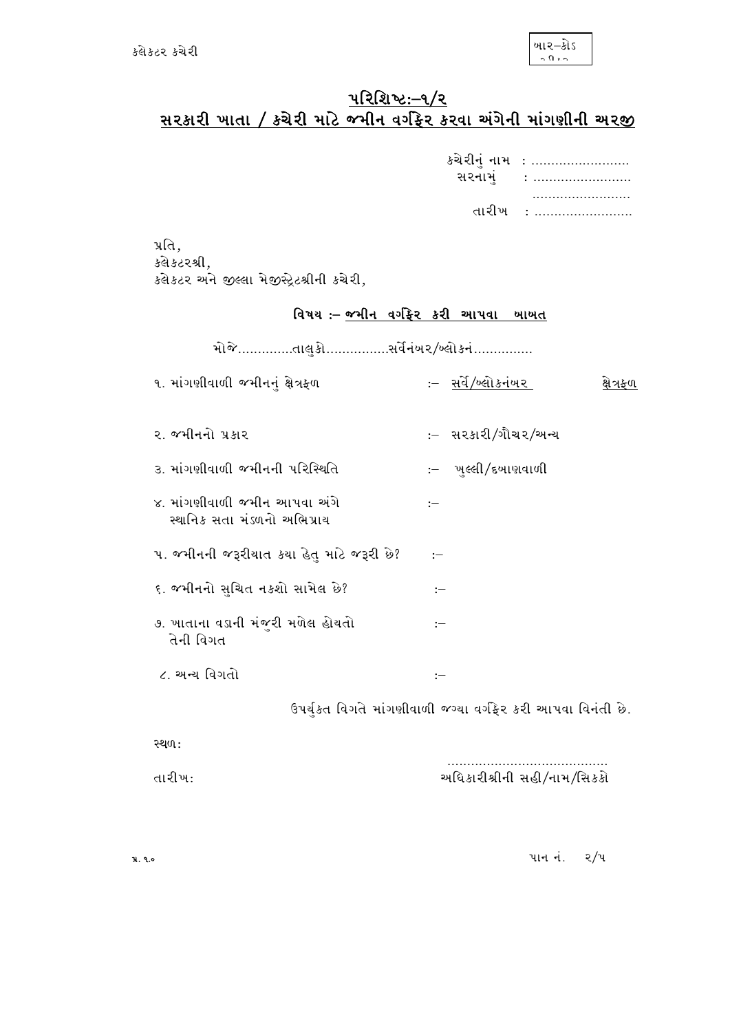## પરિશિષ્ટઃ–૧/૨

## સરકારી ખાતા / કચેરી માટે જમીન વર્ગફેર કરવા અંગેની માંગણીની અરજી

કચેરીનું નામ : .........................
સરનામું : .........................
.........................
તારીખ : .........................

પ્રતિ,
કલેકટરશ્રી,
કલેકટર અને જીલ્લા મેજીસ્ટ્રેટશ્રીની કચેરી,

**વિષય :– જમીન વર્ગફેર કરી આપવા બાબત**

મોજે..............તાલુકો................સર્વેનંબર/બ્લોકનં...............

૧. માંગણીવાળી જમીનનું ક્ષેત્રફળ :– સર્વે/બ્લોકનંબર ક્ષેત્રફળ

૨. જમીનનો પ્રકાર :– સરકારી/ગૌચર/અન્ય

૩. માંગણીવાળી જમીનની પરિસ્થિતિ :– ખુલ્લી/દબાણવાળી

૪. માંગણીવાળી જમીન આપવા અંગે સ્થાનિક સત્તા મંડળનો અભિપ્રાય :–

૫. જમીનની જરૂરીયાત કયા હેતુ માટે જરૂરી છે? :–

૬. જમીનનો સુચિત નકશો સામેલ છે? :–

૭. ખાતાના વડાની મંજુરી મળેલ હોયતો તેની વિગત :–

૮. અન્ય વિગતો :–

ઉપર્યુકત વિગતે માંગણીવાળી જગ્યા વર્ગફેર કરી આપવા વિનંતી છે.

સ્થળ:

તારીખ:

.........................................
અધિકારીશ્રીની સહી/નામ/સિકકો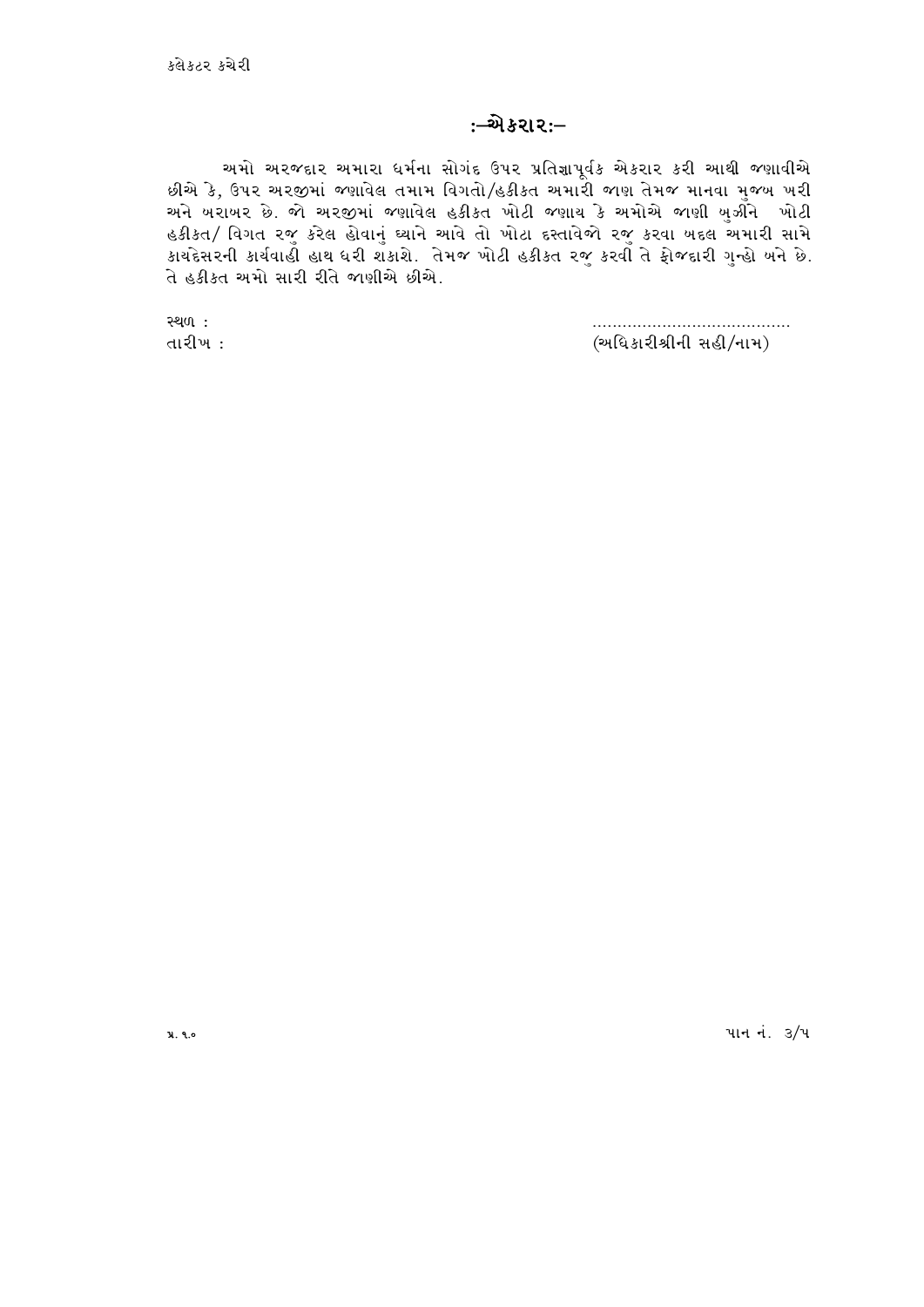# :–એકરાર:–

અમો અરજદાર અમારા ધર્મના સોગંદ ઉપર પ્રતિજ્ઞાપૂર્વક એકરાર કરી આથી જણાવીએ છીએ કે, ઉપર અરજીમાં જણાવેલ તમામ વિગતો/હકીકત અમારી જાણ તેમજ માનવા મુજબ ખરી અને બરાબર છે. જો અરજીમાં જણાવેલ હકીકત ખોટી જણાય કે અમોએ જાણી બુઝીને ખોટી હકીકત/ વિગત રજુ કરેલ હોવાનું ધ્યાને આવે તો ખોટા દસ્તાવેજો રજુ કરવા બદલ અમારી સામે કાયદેસરની કાર્યવાહી હાથ ધરી શકાશે. તેમજ ખોટી હકીકત રજુ કરવી તે ફોજદારી ગુન્હો બને છે. તે હકીકત અમો સારી રીતે જાણીએ છીએ.

સ્થળ :

તારીખ :

........................................

(અધિકારીશ્રીની સહી/નામ)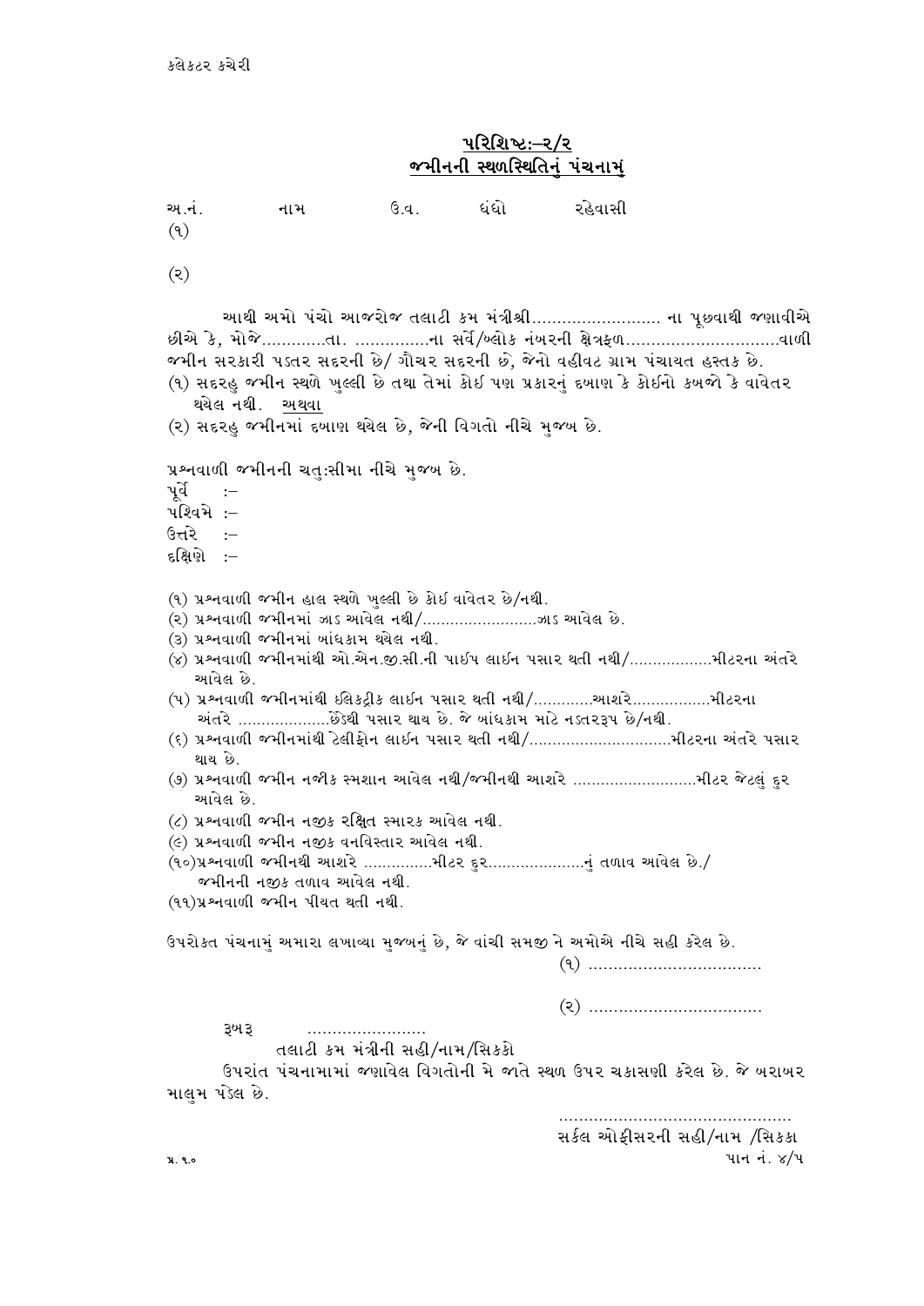કલેકટર કચેરી

## પરિશિષ્ટ:–૨/૨
## જમીનની સ્થળસ્થિતિનું પંચનામું

| અ.નં. | નામ | ઉ.વ. | ધંધો | રહેવાસી |
|---|---|---|---|---|
| (૧) | | | | |
| (૨) | | | | |

આથી અમો પંચો આજરોજ તલાટી કમ મંત્રીશ્રી........................... ના પૂછવાથી જણાવીએ છીએ કે, મોજે.............તા. ...............ના સર્વે/બ્લોક નંબરની ક્ષેત્રફળ...............................વાળી જમીન સરકારી પડતર સદરની છે/ ગૌચર સદરની છે, જેનો વહીવટ ગ્રામ પંચાયત હસ્તક છે.

(૧) સદરહુ જમીન સ્થળે ખુલ્લી છે તથા તેમાં કોઈ પણ પ્રકારનું દબાણ કે કોઈનો કબજો કે વાવેતર થયેલ નથી. <u>અથવા</u>

(૨) સદરહુ જમીનમાં દબાણ થયેલ છે, જેની વિગતો નીચે મુજબ છે.

પ્રશ્નવાળી જમીનની ચતુ:સીમા નીચે મુજબ છે.

પૂર્વે :–
પશ્ચિમે :–
ઉત્તરે :–
દક્ષિણે :–

(૧) પ્રશ્નવાળી જમીન હાલ સ્થળે ખુલ્લી છે કોઈ વાવેતર છે/નથી.
(૨) પ્રશ્નવાળી જમીનમાં ઝાડ આવેલ નથી/.........................ઝાડ આવેલ છે.
(૩) પ્રશ્નવાળી જમીનમાં બાંધકામ થયેલ નથી.
(૪) પ્રશ્નવાળી જમીનમાંથી ઓ.એન.જી.સી.ની પાઈપ લાઈન પસાર થતી નથી/..................મીટરના અંતરે આવેલ છે.
(૫) પ્રશ્નવાળી જમીનમાંથી ઈલેકટ્રીક લાઈન પસાર થતી નથી/.............આશરે.................મીટરના અંતરે ....................છેડેથી પસાર થાય છે. જે બાંધકામ માટે નડતરરૂપ છે/નથી.
(૬) પ્રશ્નવાળી જમીનમાંથી ટેલીફોન લાઈન પસાર થતી નથી/...............................મીટરના અંતરે પસાર થાય છે.
(૭) પ્રશ્નવાળી જમીન નજીક સ્મશાન આવેલ નથી/જમીનથી આશરે ...........................મીટર જેટલું દુર આવેલ છે.
(૮) પ્રશ્નવાળી જમીન નજીક રક્ષિત સ્મારક આવેલ નથી.
(૯) પ્રશ્નવાળી જમીન નજીક વનવિસ્તાર આવેલ નથી.
(૧૦)પ્રશ્નવાળી જમીનથી આશરે ...............મીટર દુર.....................નું તળાવ આવેલ છે./ જમીનની નજીક તળાવ આવેલ નથી.
(૧૧)પ્રશ્નવાળી જમીન પીયત થતી નથી.

ઉપરોકત પંચનામું અમારા લખાવ્યા મુજબનું છે, જે વાંચી સમજી ને અમોએ નીચે સહી કરેલ છે.

(૧) ...................................

(૨) ...................................

રૂબરૂ ........................

તલાટી કમ મંત્રીની સહી/નામ/સિકકો

ઉપરાંત પંચનામામાં જણાવેલ વિગતોની મે જાતે સ્થળ ઉપર ચકાસણી કરેલ છે. જે બરાબર માલુમ પડેલ છે.

...............................................
સર્કલ ઓફીસરની સહી/નામ /સિકકા

પ્ર. ૧૦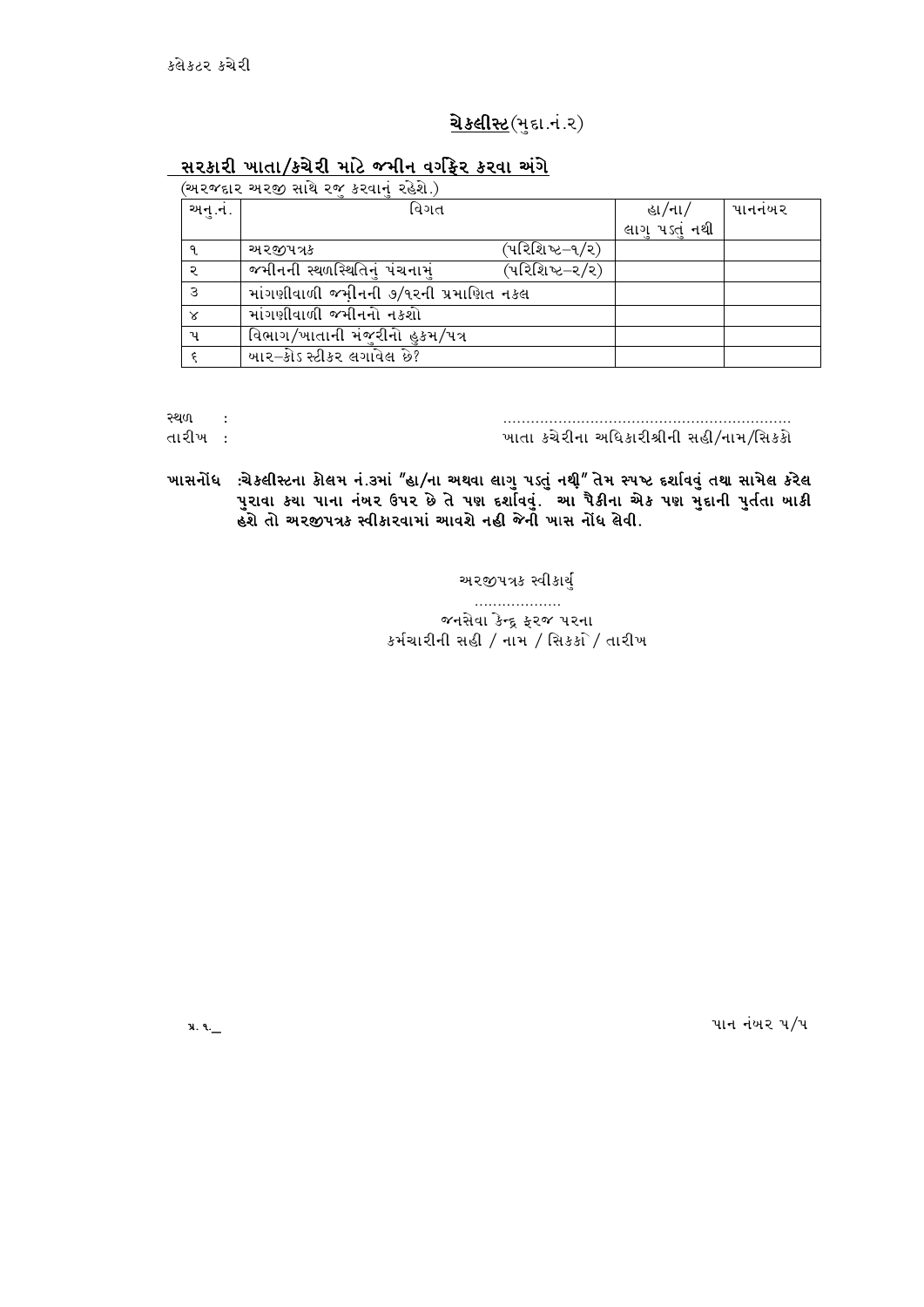કલેકટર કચેરી

## **ચેકલીસ્ટ**(મુદ્દા.નં.૨)

### **સરકારી ખાતા/કચેરી માટે જમીન વર્ગફેર કરવા અંગે**

(અરજદાર અરજી સાથે રજુ કરવાનું રહેશે.)

| અનુ.નં. | વિગત | હા/ના/ લાગુ પડતું નથી | પાનનંબર |
|---|---|---|---|
| ૧ | અરજીપત્રક (પરિશિષ્ટ–૧/૨) | | |
| ૨ | જમીનની સ્થળસ્થિતિનું પંચનામું (પરિશિષ્ટ–૨/૨) | | |
| ૩ | માંગણીવાળી જમીનની ૭/૧૨ની પ્રમાણિત નકલ | | |
| ૪ | માંગણીવાળી જમીનનો નકશો | | |
| ૫ | વિભાગ/ખાતાની મંજુરીનો હુકમ/પત્ર | | |
| ૬ | બાર–કોડ સ્ટીકર લગાવેલ છે? | | |

સ્થળ :

તારીખ :

..............................................................
ખાતા કચેરીના અધિકારીશ્રીની સહી/નામ/સિકકો

**ખાસનોંધ :ચેકલીસ્ટના કોલમ નં.૩માં "હા/ના અથવા લાગુ પડતું નથી" તેમ સ્પષ્ટ દર્શાવવું તથા સામેલ કરેલ પુરાવા કયા પાના નંબર ઉપર છે તે પણ દર્શાવવું. આ પૈકીના એક પણ મુદ્દાની પુર્તતા બાકી હશે તો અરજીપત્રક સ્વીકારવામાં આવશે નહી જેની ખાસ નોંધ લેવી.**

અરજીપત્રક સ્વીકાર્યુ

...................
જનસેવા કેન્દ્ર ફરજ પરના
કર્મચારીની સહી / નામ / સિકકો / તારીખ

પ્ર. ૧.\_